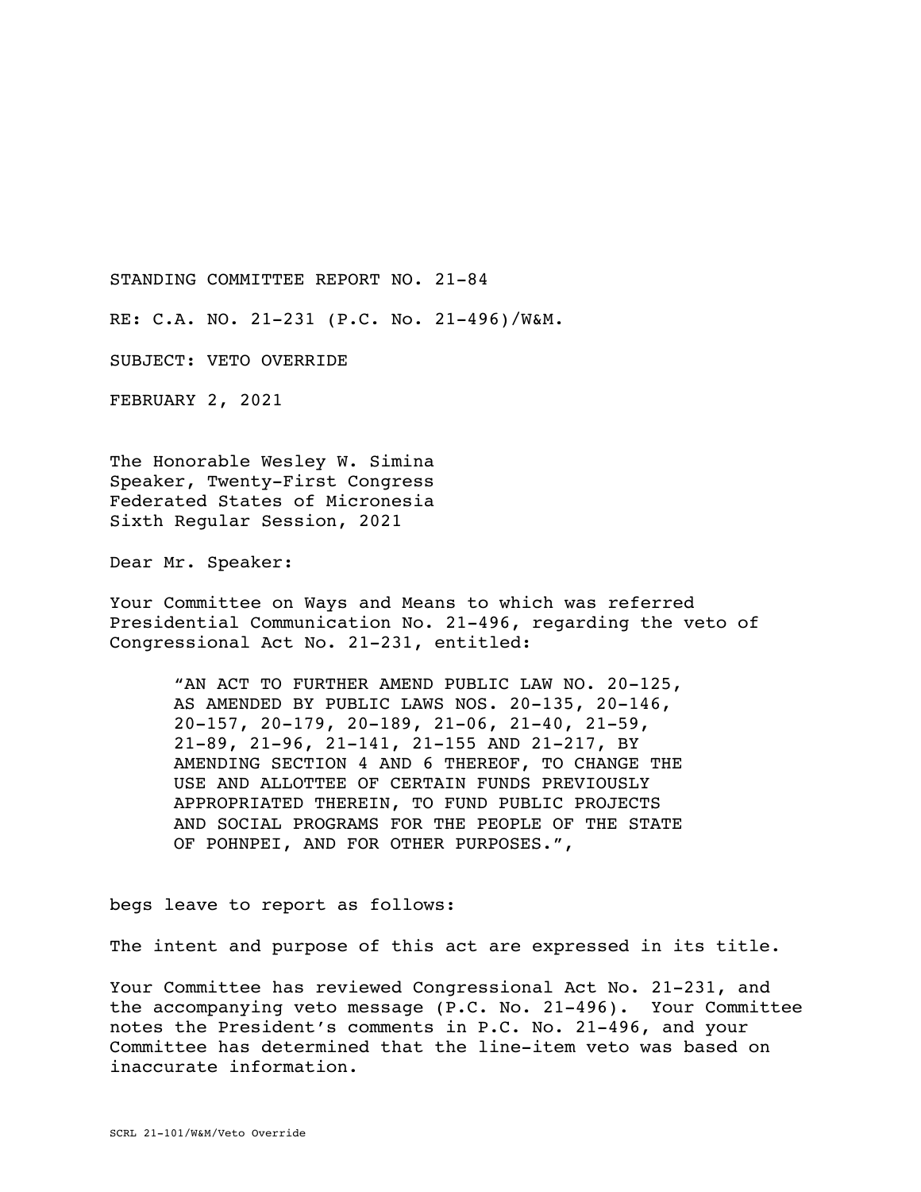STANDING COMMITTEE REPORT NO. 21-84

RE: C.A. NO. 21-231 (P.C. No. 21-496)/W&M.

SUBJECT: VETO OVERRIDE

FEBRUARY 2, 2021

The Honorable Wesley W. Simina
Speaker, Twenty-First Congress
Federated States of Micronesia
Sixth Regular Session, 2021

Dear Mr. Speaker:

Your Committee on Ways and Means to which was referred Presidential Communication No. 21-496, regarding the veto of Congressional Act No. 21-231, entitled:

> "AN ACT TO FURTHER AMEND PUBLIC LAW NO. 20-125, AS AMENDED BY PUBLIC LAWS NOS. 20-135, 20-146, 20-157, 20-179, 20-189, 21-06, 21-40, 21-59, 21-89, 21-96, 21-141, 21-155 AND 21-217, BY AMENDING SECTION 4 AND 6 THEREOF, TO CHANGE THE USE AND ALLOTTEE OF CERTAIN FUNDS PREVIOUSLY APPROPRIATED THEREIN, TO FUND PUBLIC PROJECTS AND SOCIAL PROGRAMS FOR THE PEOPLE OF THE STATE OF POHNPEI, AND FOR OTHER PURPOSES.",

begs leave to report as follows:

The intent and purpose of this act are expressed in its title.

Your Committee has reviewed Congressional Act No. 21-231, and the accompanying veto message (P.C. No. 21-496). Your Committee notes the President's comments in P.C. No. 21-496, and your Committee has determined that the line-item veto was based on inaccurate information.

SCRL 21-101/W&M/Veto Override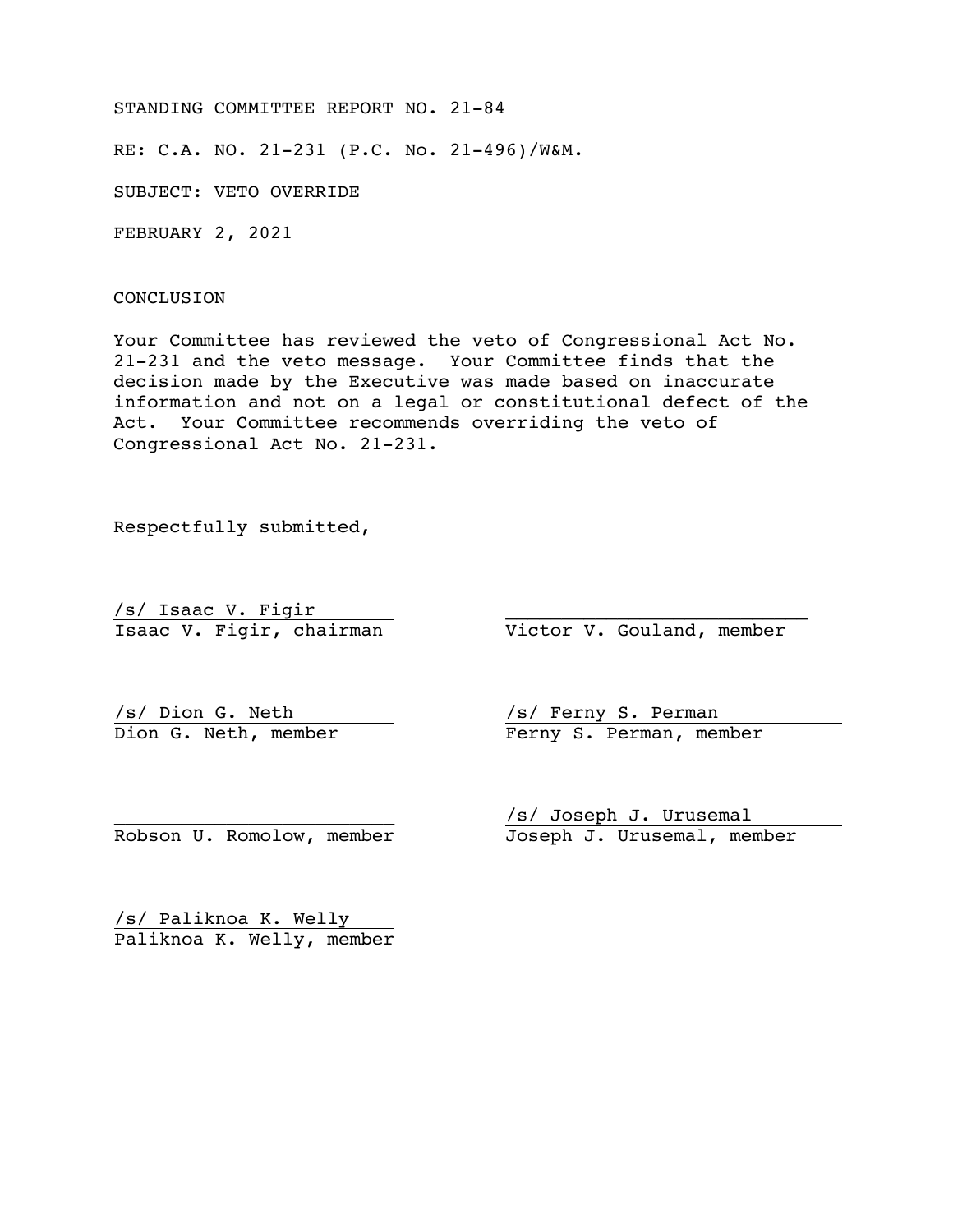STANDING COMMITTEE REPORT NO. 21-84

RE: C.A. NO. 21-231 (P.C. No. 21-496)/W&M.

SUBJECT: VETO OVERRIDE

FEBRUARY 2, 2021

CONCLUSION

Your Committee has reviewed the veto of Congressional Act No. 21-231 and the veto message. Your Committee finds that the decision made by the Executive was made based on inaccurate information and not on a legal or constitutional defect of the Act. Your Committee recommends overriding the veto of Congressional Act No. 21-231.

Respectfully submitted,

/s/ Isaac V. Figir
Isaac V. Figir, chairman

\_\_\_\_\_\_\_\_\_\_\_\_\_\_\_\_\_\_\_\_\_\_\_\_\_\_
Victor V. Gouland, member

/s/ Dion G. Neth
Dion G. Neth, member

/s/ Ferny S. Perman
Ferny S. Perman, member

\_\_\_\_\_\_\_\_\_\_\_\_\_\_\_\_\_\_\_\_\_\_\_\_\_\_
Robson U. Romolow, member

/s/ Joseph J. Urusemal
Joseph J. Urusemal, member

/s/ Paliknoa K. Welly
Paliknoa K. Welly, member